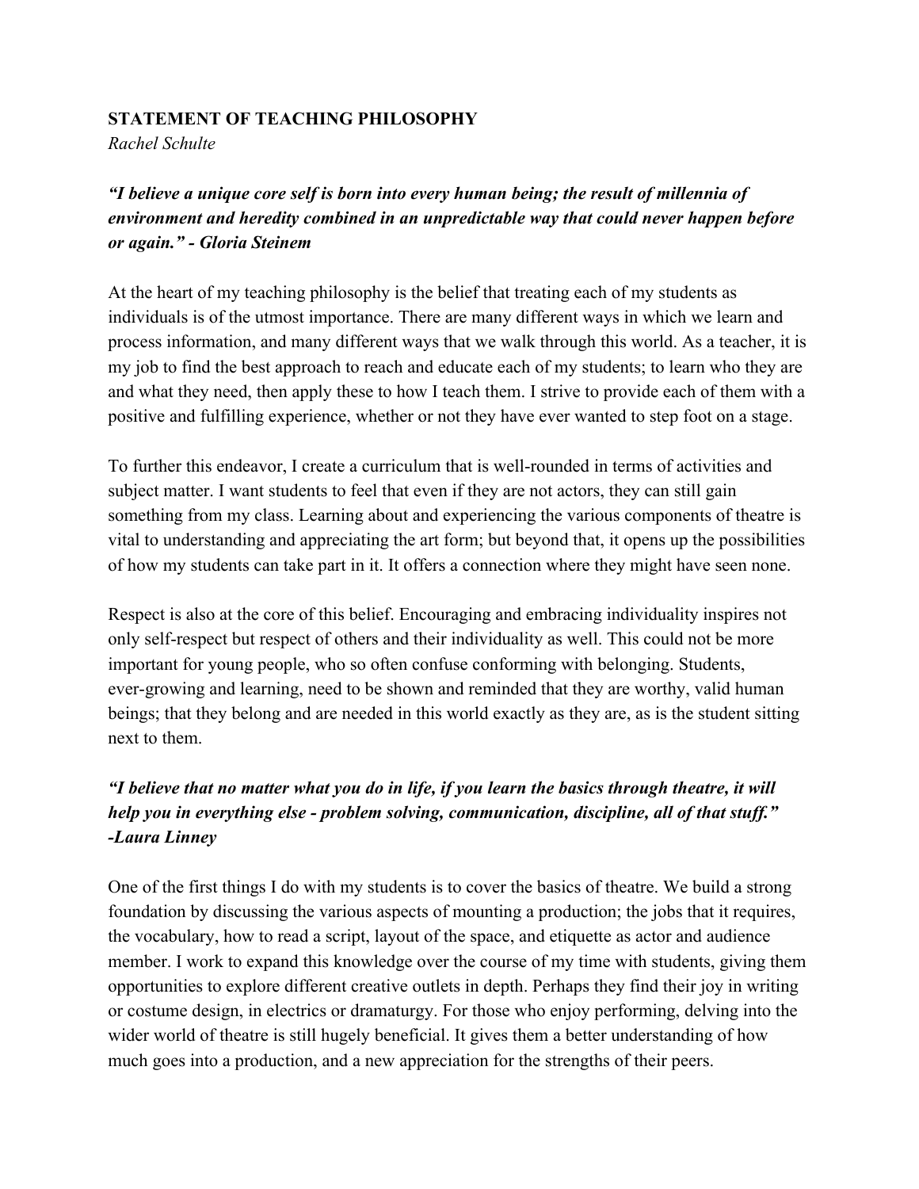**STATEMENT OF TEACHING PHILOSOPHY**

*Rachel Schulte*

***"I believe a unique core self is born into every human being; the result of millennia of environment and heredity combined in an unpredictable way that could never happen before or again." - Gloria Steinem***

At the heart of my teaching philosophy is the belief that treating each of my students as individuals is of the utmost importance. There are many different ways in which we learn and process information, and many different ways that we walk through this world. As a teacher, it is my job to find the best approach to reach and educate each of my students; to learn who they are and what they need, then apply these to how I teach them. I strive to provide each of them with a positive and fulfilling experience, whether or not they have ever wanted to step foot on a stage.

To further this endeavor, I create a curriculum that is well-rounded in terms of activities and subject matter. I want students to feel that even if they are not actors, they can still gain something from my class. Learning about and experiencing the various components of theatre is vital to understanding and appreciating the art form; but beyond that, it opens up the possibilities of how my students can take part in it. It offers a connection where they might have seen none.

Respect is also at the core of this belief. Encouraging and embracing individuality inspires not only self-respect but respect of others and their individuality as well. This could not be more important for young people, who so often confuse conforming with belonging. Students, ever-growing and learning, need to be shown and reminded that they are worthy, valid human beings; that they belong and are needed in this world exactly as they are, as is the student sitting next to them.

***"I believe that no matter what you do in life, if you learn the basics through theatre, it will help you in everything else - problem solving, communication, discipline, all of that stuff." -Laura Linney***

One of the first things I do with my students is to cover the basics of theatre. We build a strong foundation by discussing the various aspects of mounting a production; the jobs that it requires, the vocabulary, how to read a script, layout of the space, and etiquette as actor and audience member. I work to expand this knowledge over the course of my time with students, giving them opportunities to explore different creative outlets in depth. Perhaps they find their joy in writing or costume design, in electrics or dramaturgy. For those who enjoy performing, delving into the wider world of theatre is still hugely beneficial. It gives them a better understanding of how much goes into a production, and a new appreciation for the strengths of their peers.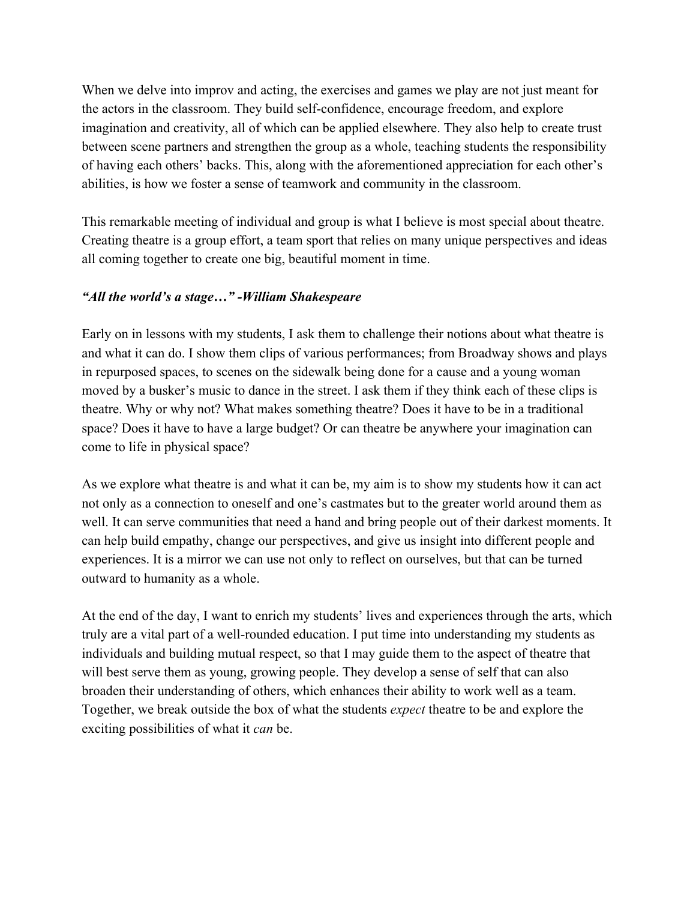When we delve into improv and acting, the exercises and games we play are not just meant for the actors in the classroom. They build self-confidence, encourage freedom, and explore imagination and creativity, all of which can be applied elsewhere. They also help to create trust between scene partners and strengthen the group as a whole, teaching students the responsibility of having each others' backs. This, along with the aforementioned appreciation for each other's abilities, is how we foster a sense of teamwork and community in the classroom.

This remarkable meeting of individual and group is what I believe is most special about theatre. Creating theatre is a group effort, a team sport that relies on many unique perspectives and ideas all coming together to create one big, beautiful moment in time.

***"All the world's a stage…" -William Shakespeare***

Early on in lessons with my students, I ask them to challenge their notions about what theatre is and what it can do. I show them clips of various performances; from Broadway shows and plays in repurposed spaces, to scenes on the sidewalk being done for a cause and a young woman moved by a busker's music to dance in the street. I ask them if they think each of these clips is theatre. Why or why not? What makes something theatre? Does it have to be in a traditional space? Does it have to have a large budget? Or can theatre be anywhere your imagination can come to life in physical space?

As we explore what theatre is and what it can be, my aim is to show my students how it can act not only as a connection to oneself and one's castmates but to the greater world around them as well. It can serve communities that need a hand and bring people out of their darkest moments. It can help build empathy, change our perspectives, and give us insight into different people and experiences. It is a mirror we can use not only to reflect on ourselves, but that can be turned outward to humanity as a whole.

At the end of the day, I want to enrich my students' lives and experiences through the arts, which truly are a vital part of a well-rounded education. I put time into understanding my students as individuals and building mutual respect, so that I may guide them to the aspect of theatre that will best serve them as young, growing people. They develop a sense of self that can also broaden their understanding of others, which enhances their ability to work well as a team. Together, we break outside the box of what the students *expect* theatre to be and explore the exciting possibilities of what it *can* be.